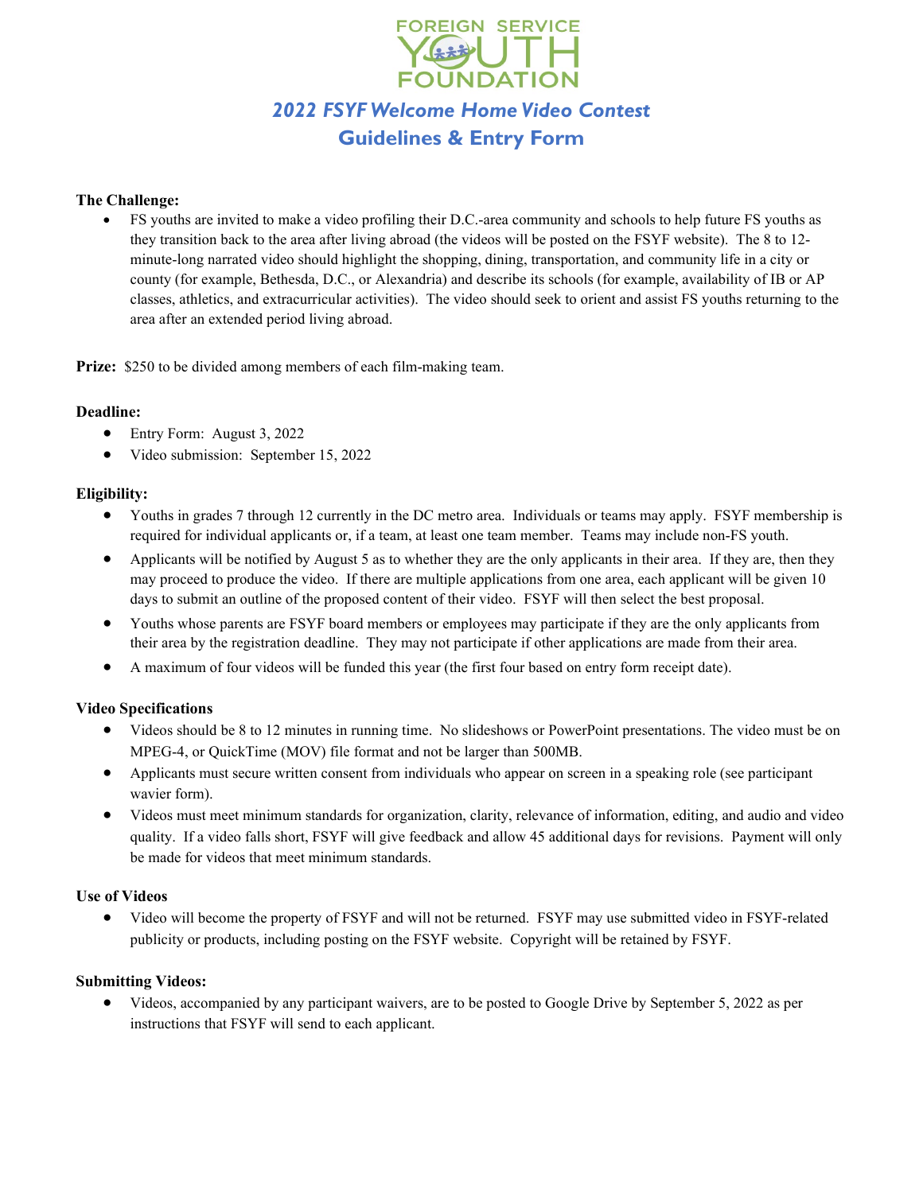# FOREIGN SERVICE YOUTH FOUNDATION

## *2022 FSYF Welcome Home Video Contest*

## Guidelines & Entry Form

**The Challenge:**

- FS youths are invited to make a video profiling their D.C.-area community and schools to help future FS youths as they transition back to the area after living abroad (the videos will be posted on the FSYF website). The 8 to 12-minute-long narrated video should highlight the shopping, dining, transportation, and community life in a city or county (for example, Bethesda, D.C., or Alexandria) and describe its schools (for example, availability of IB or AP classes, athletics, and extracurricular activities). The video should seek to orient and assist FS youths returning to the area after an extended period living abroad.

**Prize:** $250 to be divided among members of each film-making team.

**Deadline:**

- Entry Form: August 3, 2022
- Video submission: September 15, 2022

**Eligibility:**

- Youths in grades 7 through 12 currently in the DC metro area. Individuals or teams may apply. FSYF membership is required for individual applicants or, if a team, at least one team member. Teams may include non-FS youth.
- Applicants will be notified by August 5 as to whether they are the only applicants in their area. If they are, then they may proceed to produce the video. If there are multiple applications from one area, each applicant will be given 10 days to submit an outline of the proposed content of their video. FSYF will then select the best proposal.
- Youths whose parents are FSYF board members or employees may participate if they are the only applicants from their area by the registration deadline. They may not participate if other applications are made from their area.
- A maximum of four videos will be funded this year (the first four based on entry form receipt date).

**Video Specifications**

- Videos should be 8 to 12 minutes in running time. No slideshows or PowerPoint presentations. The video must be on MPEG-4, or QuickTime (MOV) file format and not be larger than 500MB.
- Applicants must secure written consent from individuals who appear on screen in a speaking role (see participant wavier form).
- Videos must meet minimum standards for organization, clarity, relevance of information, editing, and audio and video quality. If a video falls short, FSYF will give feedback and allow 45 additional days for revisions. Payment will only be made for videos that meet minimum standards.

**Use of Videos**

- Video will become the property of FSYF and will not be returned. FSYF may use submitted video in FSYF-related publicity or products, including posting on the FSYF website. Copyright will be retained by FSYF.

**Submitting Videos:**

- Videos, accompanied by any participant waivers, are to be posted to Google Drive by September 5, 2022 as per instructions that FSYF will send to each applicant.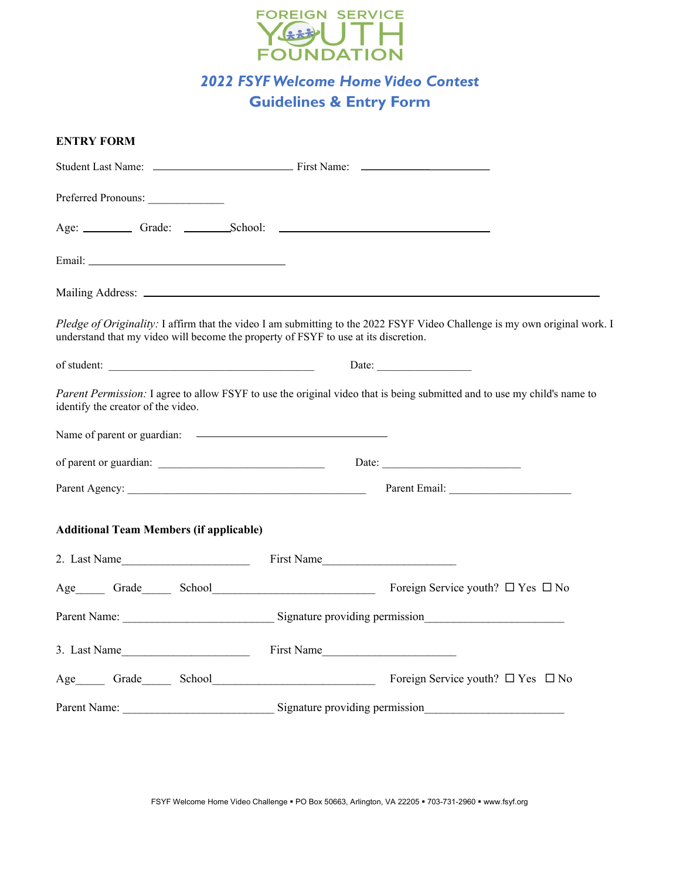FOREIGN SERVICE YOUTH FOUNDATION

## *2022 FSYF Welcome Home Video Contest*
## Guidelines & Entry Form

**ENTRY FORM**

Student Last Name: ______________________ First Name: ______________________

Preferred Pronouns: _____________

Age: ________ Grade: ________ School: ____________________________________

Email: __________________________________

Mailing Address: ______________________________________________________________

*Pledge of Originality:* I affirm that the video I am submitting to the 2022 FSYF Video Challenge is my own original work. I understand that my video will become the property of FSYF to use at its discretion.

of student: ___________________________________ Date: ________________

*Parent Permission:* I agree to allow FSYF to use the original video that is being submitted and to use my child's name to identify the creator of the video.

Name of parent or guardian: ________________________________

of parent or guardian: _____________________________ Date: ________________________

Parent Agency: __________________________________________ Parent Email: _____________________

**Additional Team Members (if applicable)**

2. Last Name______________________ First Name______________________

Age_____ Grade_____ School____________________________ Foreign Service youth? ☐ Yes ☐ No

Parent Name: _________________________ Signature providing permission_______________________

3. Last Name______________________ First Name______________________

Age_____ Grade_____ School____________________________ Foreign Service youth? ☐ Yes ☐ No

Parent Name: _________________________ Signature providing permission_______________________

FSYF Welcome Home Video Challenge ▪ PO Box 50663, Arlington, VA 22205 ▪ 703-731-2960 ▪ www.fsyf.org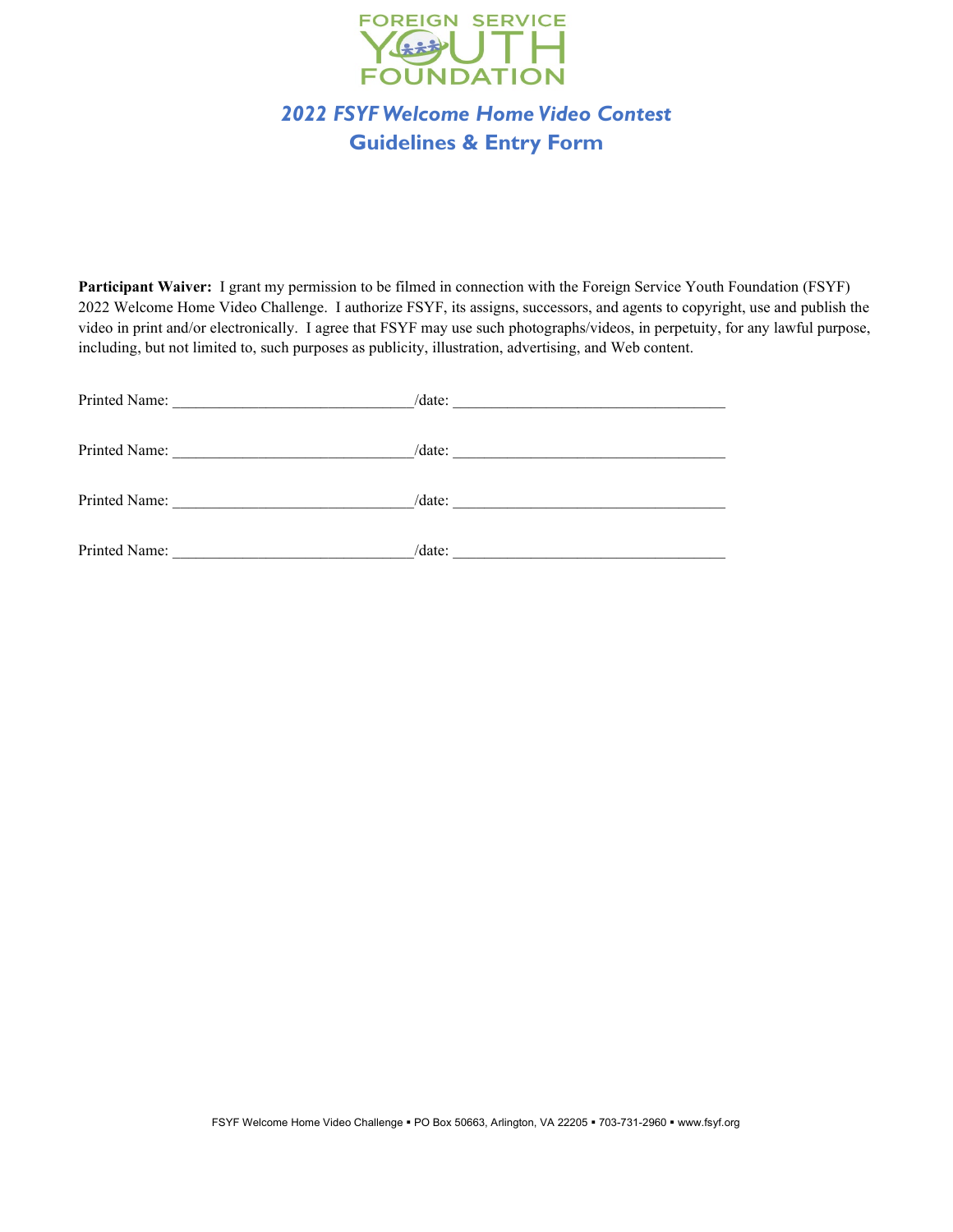FOREIGN SERVICE YOUTH FOUNDATION

# *2022 FSYF Welcome Home Video Contest*

## Guidelines & Entry Form

**Participant Waiver:** I grant my permission to be filmed in connection with the Foreign Service Youth Foundation (FSYF) 2022 Welcome Home Video Challenge. I authorize FSYF, its assigns, successors, and agents to copyright, use and publish the video in print and/or electronically. I agree that FSYF may use such photographs/videos, in perpetuity, for any lawful purpose, including, but not limited to, such purposes as publicity, illustration, advertising, and Web content.

Printed Name: ______________________________/date: __________________________________

Printed Name: ______________________________/date: __________________________________

Printed Name: ______________________________/date: __________________________________

Printed Name: ______________________________/date: __________________________________

FSYF Welcome Home Video Challenge ▪ PO Box 50663, Arlington, VA 22205 ▪ 703-731-2960 ▪ www.fsyf.org